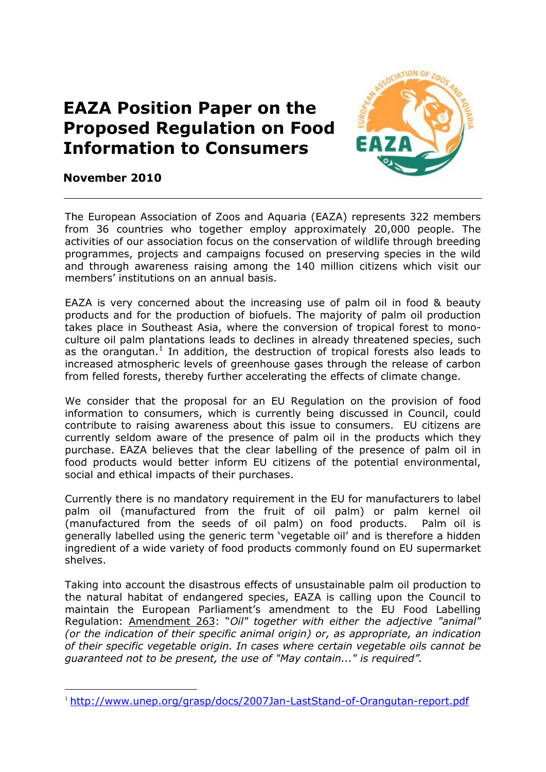# EAZA Position Paper on the Proposed Regulation on Food Information to Consumers

**November 2010**

---

The European Association of Zoos and Aquaria (EAZA) represents 322 members from 36 countries who together employ approximately 20,000 people. The activities of our association focus on the conservation of wildlife through breeding programmes, projects and campaigns focused on preserving species in the wild and through awareness raising among the 140 million citizens which visit our members' institutions on an annual basis.

EAZA is very concerned about the increasing use of palm oil in food & beauty products and for the production of biofuels. The majority of palm oil production takes place in Southeast Asia, where the conversion of tropical forest to mono-culture oil palm plantations leads to declines in already threatened species, such as the orangutan.[1] In addition, the destruction of tropical forests also leads to increased atmospheric levels of greenhouse gases through the release of carbon from felled forests, thereby further accelerating the effects of climate change.

We consider that the proposal for an EU Regulation on the provision of food information to consumers, which is currently being discussed in Council, could contribute to raising awareness about this issue to consumers. EU citizens are currently seldom aware of the presence of palm oil in the products which they purchase. EAZA believes that the clear labelling of the presence of palm oil in food products would better inform EU citizens of the potential environmental, social and ethical impacts of their purchases.

Currently there is no mandatory requirement in the EU for manufacturers to label palm oil (manufactured from the fruit of oil palm) or palm kernel oil (manufactured from the seeds of oil palm) on food products. Palm oil is generally labelled using the generic term 'vegetable oil' and is therefore a hidden ingredient of a wide variety of food products commonly found on EU supermarket shelves.

Taking into account the disastrous effects of unsustainable palm oil production to the natural habitat of endangered species, EAZA is calling upon the Council to maintain the European Parliament's amendment to the EU Food Labelling Regulation: Amendment 263: *"Oil" together with either the adjective "animal" (or the indication of their specific animal origin) or, as appropriate, an indication of their specific vegetable origin. In cases where certain vegetable oils cannot be guaranteed not to be present, the use of "May contain..." is required".*

---

[1] http://www.unep.org/grasp/docs/2007Jan-LastStand-of-Orangutan-report.pdf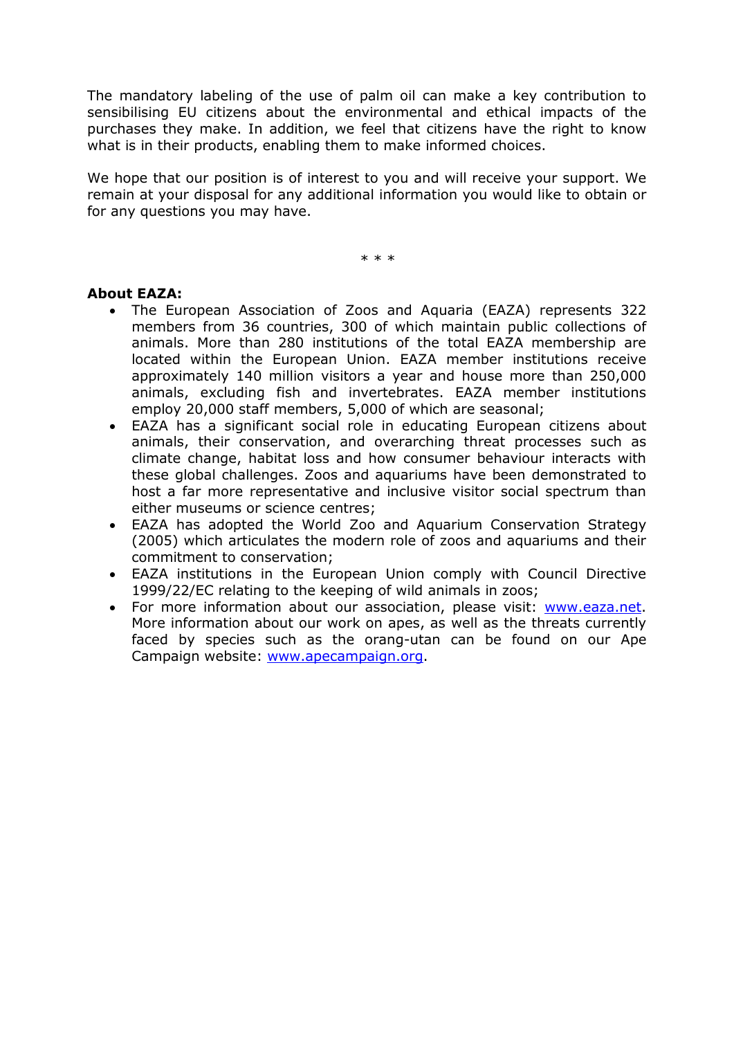The mandatory labeling of the use of palm oil can make a key contribution to sensibilising EU citizens about the environmental and ethical impacts of the purchases they make. In addition, we feel that citizens have the right to know what is in their products, enabling them to make informed choices.

We hope that our position is of interest to you and will receive your support. We remain at your disposal for any additional information you would like to obtain or for any questions you may have.

\* \* \*

**About EAZA:**

- The European Association of Zoos and Aquaria (EAZA) represents 322 members from 36 countries, 300 of which maintain public collections of animals. More than 280 institutions of the total EAZA membership are located within the European Union. EAZA member institutions receive approximately 140 million visitors a year and house more than 250,000 animals, excluding fish and invertebrates. EAZA member institutions employ 20,000 staff members, 5,000 of which are seasonal;
- EAZA has a significant social role in educating European citizens about animals, their conservation, and overarching threat processes such as climate change, habitat loss and how consumer behaviour interacts with these global challenges. Zoos and aquariums have been demonstrated to host a far more representative and inclusive visitor social spectrum than either museums or science centres;
- EAZA has adopted the World Zoo and Aquarium Conservation Strategy (2005) which articulates the modern role of zoos and aquariums and their commitment to conservation;
- EAZA institutions in the European Union comply with Council Directive 1999/22/EC relating to the keeping of wild animals in zoos;
- For more information about our association, please visit: [www.eaza.net](http://www.eaza.net). More information about our work on apes, as well as the threats currently faced by species such as the orang-utan can be found on our Ape Campaign website: [www.apecampaign.org](http://www.apecampaign.org).